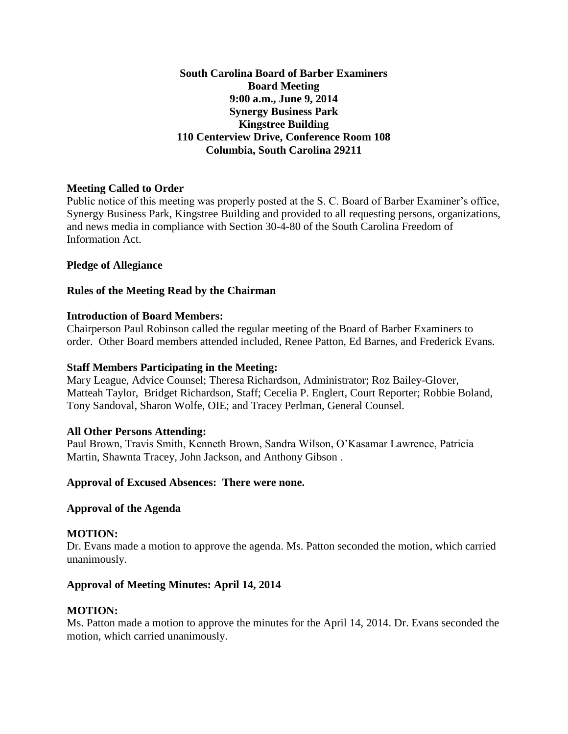**South Carolina Board of Barber Examiners**
**Board Meeting**
**9:00 a.m., June 9, 2014**
**Synergy Business Park**
**Kingstree Building**
**110 Centerview Drive, Conference Room 108**
**Columbia, South Carolina 29211**

### Meeting Called to Order

Public notice of this meeting was properly posted at the S. C. Board of Barber Examiner's office, Synergy Business Park, Kingstree Building and provided to all requesting persons, organizations, and news media in compliance with Section 30-4-80 of the South Carolina Freedom of Information Act.

### Pledge of Allegiance

### Rules of the Meeting Read by the Chairman

### Introduction of Board Members:

Chairperson Paul Robinson called the regular meeting of the Board of Barber Examiners to order. Other Board members attended included, Renee Patton, Ed Barnes, and Frederick Evans.

### Staff Members Participating in the Meeting:

Mary League, Advice Counsel; Theresa Richardson, Administrator; Roz Bailey-Glover, Matteah Taylor, Bridget Richardson, Staff; Cecelia P. Englert, Court Reporter; Robbie Boland, Tony Sandoval, Sharon Wolfe, OIE; and Tracey Perlman, General Counsel.

### All Other Persons Attending:

Paul Brown, Travis Smith, Kenneth Brown, Sandra Wilson, O'Kasamar Lawrence, Patricia Martin, Shawnta Tracey, John Jackson, and Anthony Gibson .

### Approval of Excused Absences: There were none.

### Approval of the Agenda

### MOTION:

Dr. Evans made a motion to approve the agenda. Ms. Patton seconded the motion, which carried unanimously.

### Approval of Meeting Minutes: April 14, 2014

### MOTION:

Ms. Patton made a motion to approve the minutes for the April 14, 2014. Dr. Evans seconded the motion, which carried unanimously.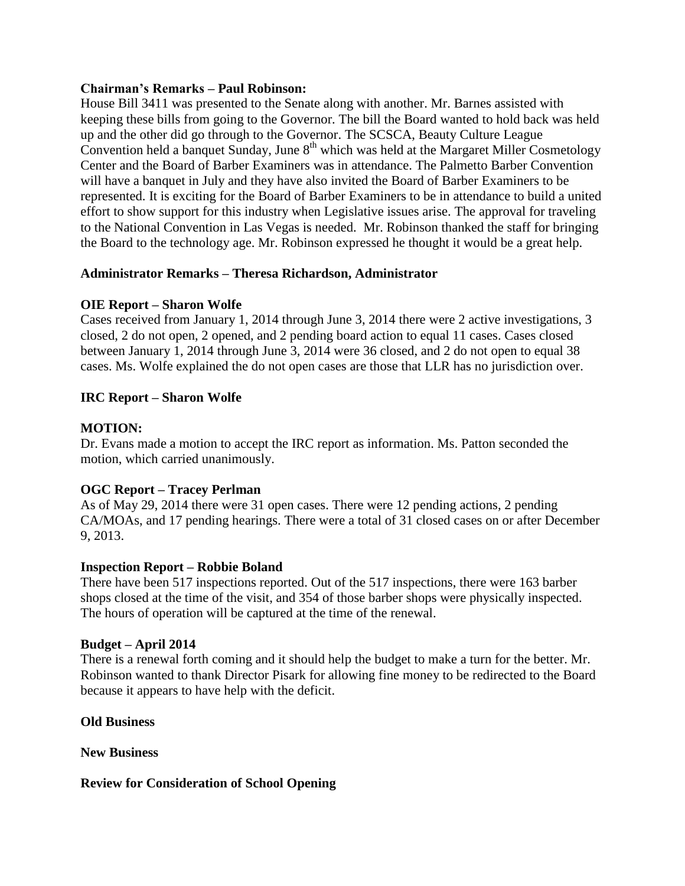**Chairman's Remarks – Paul Robinson:**
House Bill 3411 was presented to the Senate along with another. Mr. Barnes assisted with keeping these bills from going to the Governor. The bill the Board wanted to hold back was held up and the other did go through to the Governor. The SCSCA, Beauty Culture League Convention held a banquet Sunday, June 8th which was held at the Margaret Miller Cosmetology Center and the Board of Barber Examiners was in attendance. The Palmetto Barber Convention will have a banquet in July and they have also invited the Board of Barber Examiners to be represented. It is exciting for the Board of Barber Examiners to be in attendance to build a united effort to show support for this industry when Legislative issues arise. The approval for traveling to the National Convention in Las Vegas is needed. Mr. Robinson thanked the staff for bringing the Board to the technology age. Mr. Robinson expressed he thought it would be a great help.

**Administrator Remarks – Theresa Richardson, Administrator**

**OIE Report – Sharon Wolfe**
Cases received from January 1, 2014 through June 3, 2014 there were 2 active investigations, 3 closed, 2 do not open, 2 opened, and 2 pending board action to equal 11 cases. Cases closed between January 1, 2014 through June 3, 2014 were 36 closed, and 2 do not open to equal 38 cases. Ms. Wolfe explained the do not open cases are those that LLR has no jurisdiction over.

**IRC Report – Sharon Wolfe**

**MOTION:**
Dr. Evans made a motion to accept the IRC report as information. Ms. Patton seconded the motion, which carried unanimously.

**OGC Report – Tracey Perlman**
As of May 29, 2014 there were 31 open cases. There were 12 pending actions, 2 pending CA/MOAs, and 17 pending hearings. There were a total of 31 closed cases on or after December 9, 2013.

**Inspection Report – Robbie Boland**
There have been 517 inspections reported. Out of the 517 inspections, there were 163 barber shops closed at the time of the visit, and 354 of those barber shops were physically inspected. The hours of operation will be captured at the time of the renewal.

**Budget – April 2014**
There is a renewal forth coming and it should help the budget to make a turn for the better. Mr. Robinson wanted to thank Director Pisark for allowing fine money to be redirected to the Board because it appears to have help with the deficit.

**Old Business**

**New Business**

**Review for Consideration of School Opening**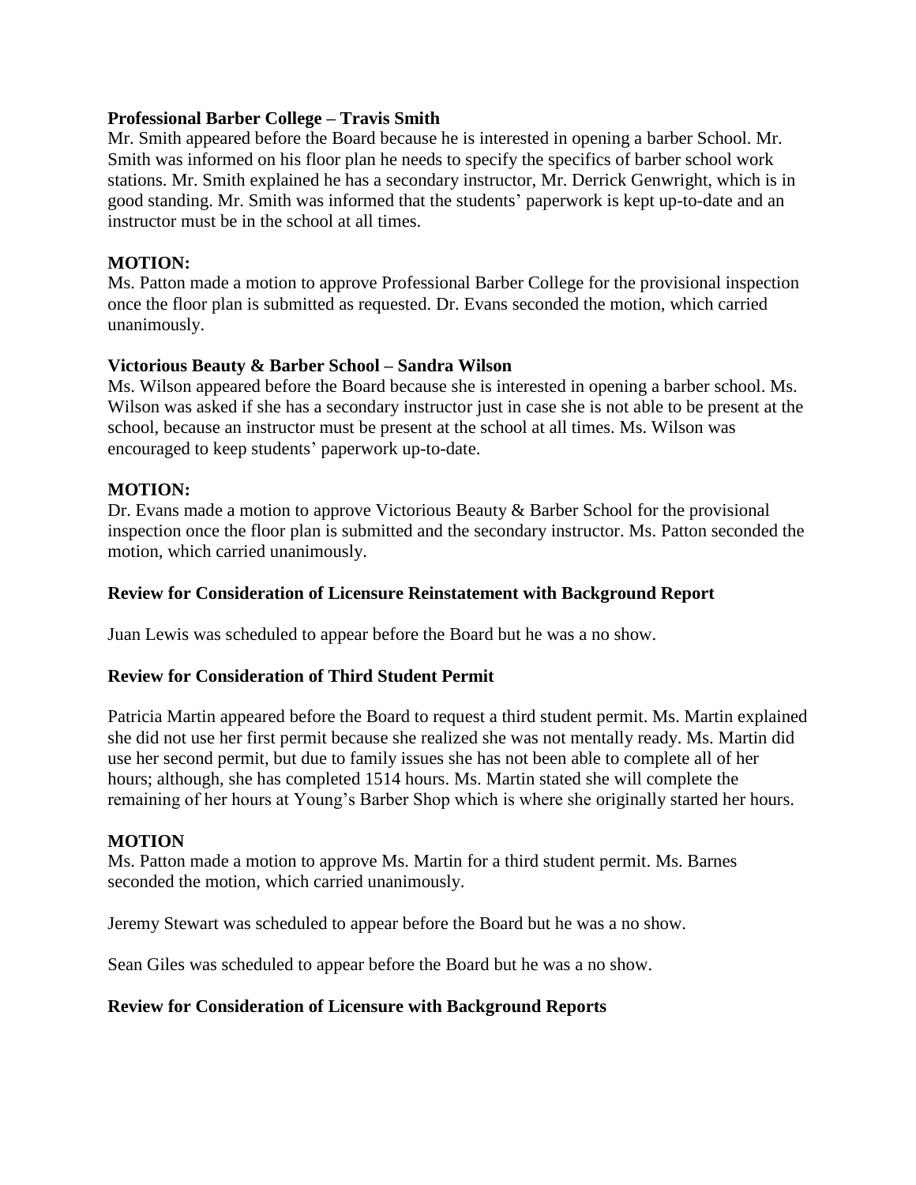**Professional Barber College – Travis Smith**

Mr. Smith appeared before the Board because he is interested in opening a barber School. Mr. Smith was informed on his floor plan he needs to specify the specifics of barber school work stations. Mr. Smith explained he has a secondary instructor, Mr. Derrick Genwright, which is in good standing. Mr. Smith was informed that the students' paperwork is kept up-to-date and an instructor must be in the school at all times.

**MOTION:**

Ms. Patton made a motion to approve Professional Barber College for the provisional inspection once the floor plan is submitted as requested. Dr. Evans seconded the motion, which carried unanimously.

**Victorious Beauty & Barber School – Sandra Wilson**

Ms. Wilson appeared before the Board because she is interested in opening a barber school. Ms. Wilson was asked if she has a secondary instructor just in case she is not able to be present at the school, because an instructor must be present at the school at all times. Ms. Wilson was encouraged to keep students' paperwork up-to-date.

**MOTION:**

Dr. Evans made a motion to approve Victorious Beauty & Barber School for the provisional inspection once the floor plan is submitted and the secondary instructor. Ms. Patton seconded the motion, which carried unanimously.

**Review for Consideration of Licensure Reinstatement with Background Report**

Juan Lewis was scheduled to appear before the Board but he was a no show.

**Review for Consideration of Third Student Permit**

Patricia Martin appeared before the Board to request a third student permit. Ms. Martin explained she did not use her first permit because she realized she was not mentally ready. Ms. Martin did use her second permit, but due to family issues she has not been able to complete all of her hours; although, she has completed 1514 hours. Ms. Martin stated she will complete the remaining of her hours at Young's Barber Shop which is where she originally started her hours.

**MOTION**

Ms. Patton made a motion to approve Ms. Martin for a third student permit. Ms. Barnes seconded the motion, which carried unanimously.

Jeremy Stewart was scheduled to appear before the Board but he was a no show.

Sean Giles was scheduled to appear before the Board but he was a no show.

**Review for Consideration of Licensure with Background Reports**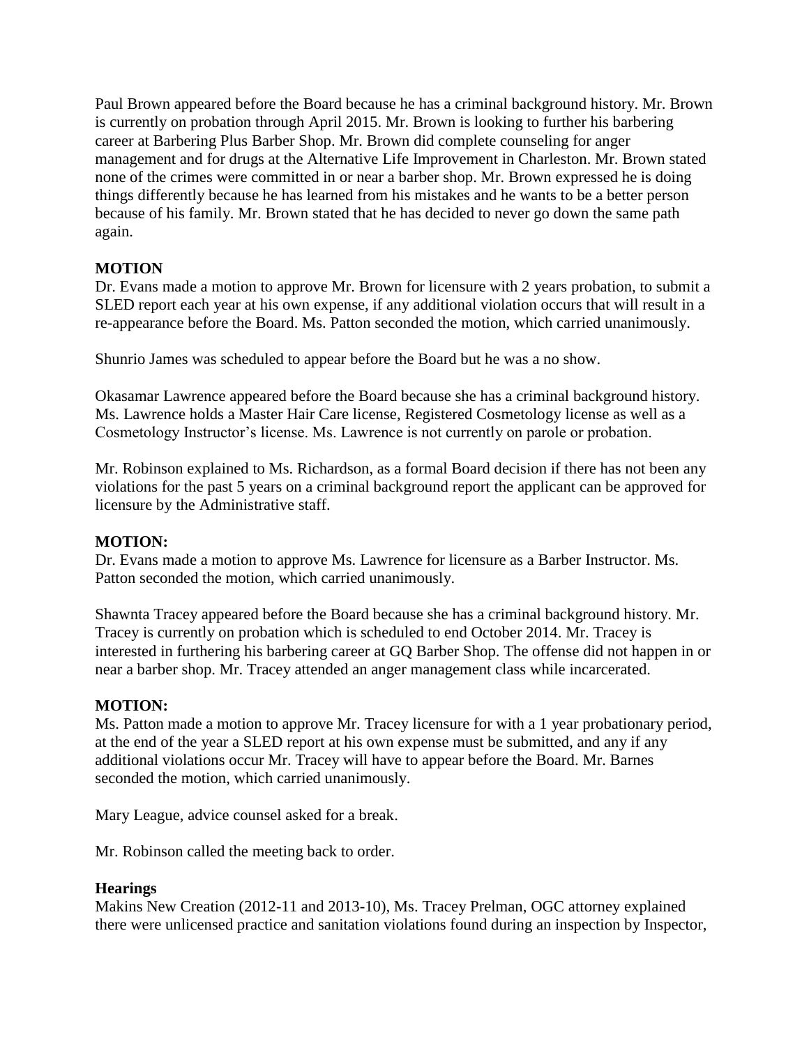Paul Brown appeared before the Board because he has a criminal background history. Mr. Brown is currently on probation through April 2015. Mr. Brown is looking to further his barbering career at Barbering Plus Barber Shop. Mr. Brown did complete counseling for anger management and for drugs at the Alternative Life Improvement in Charleston. Mr. Brown stated none of the crimes were committed in or near a barber shop. Mr. Brown expressed he is doing things differently because he has learned from his mistakes and he wants to be a better person because of his family. Mr. Brown stated that he has decided to never go down the same path again.

**MOTION**

Dr. Evans made a motion to approve Mr. Brown for licensure with 2 years probation, to submit a SLED report each year at his own expense, if any additional violation occurs that will result in a re-appearance before the Board. Ms. Patton seconded the motion, which carried unanimously.

Shunrio James was scheduled to appear before the Board but he was a no show.

Okasamar Lawrence appeared before the Board because she has a criminal background history. Ms. Lawrence holds a Master Hair Care license, Registered Cosmetology license as well as a Cosmetology Instructor's license. Ms. Lawrence is not currently on parole or probation.

Mr. Robinson explained to Ms. Richardson, as a formal Board decision if there has not been any violations for the past 5 years on a criminal background report the applicant can be approved for licensure by the Administrative staff.

**MOTION:**

Dr. Evans made a motion to approve Ms. Lawrence for licensure as a Barber Instructor. Ms. Patton seconded the motion, which carried unanimously.

Shawnta Tracey appeared before the Board because she has a criminal background history. Mr. Tracey is currently on probation which is scheduled to end October 2014. Mr. Tracey is interested in furthering his barbering career at GQ Barber Shop. The offense did not happen in or near a barber shop. Mr. Tracey attended an anger management class while incarcerated.

**MOTION:**

Ms. Patton made a motion to approve Mr. Tracey licensure for with a 1 year probationary period, at the end of the year a SLED report at his own expense must be submitted, and any if any additional violations occur Mr. Tracey will have to appear before the Board. Mr. Barnes seconded the motion, which carried unanimously.

Mary League, advice counsel asked for a break.

Mr. Robinson called the meeting back to order.

**Hearings**

Makins New Creation (2012-11 and 2013-10), Ms. Tracey Prelman, OGC attorney explained there were unlicensed practice and sanitation violations found during an inspection by Inspector,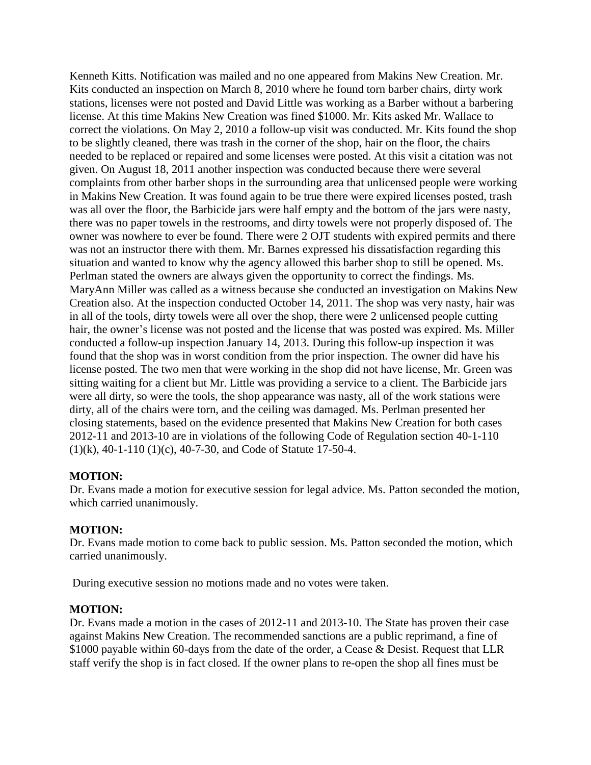Kenneth Kitts. Notification was mailed and no one appeared from Makins New Creation. Mr. Kits conducted an inspection on March 8, 2010 where he found torn barber chairs, dirty work stations, licenses were not posted and David Little was working as a Barber without a barbering license. At this time Makins New Creation was fined $1000. Mr. Kits asked Mr. Wallace to correct the violations. On May 2, 2010 a follow-up visit was conducted. Mr. Kits found the shop to be slightly cleaned, there was trash in the corner of the shop, hair on the floor, the chairs needed to be replaced or repaired and some licenses were posted. At this visit a citation was not given. On August 18, 2011 another inspection was conducted because there were several complaints from other barber shops in the surrounding area that unlicensed people were working in Makins New Creation. It was found again to be true there were expired licenses posted, trash was all over the floor, the Barbicide jars were half empty and the bottom of the jars were nasty, there was no paper towels in the restrooms, and dirty towels were not properly disposed of. The owner was nowhere to ever be found. There were 2 OJT students with expired permits and there was not an instructor there with them. Mr. Barnes expressed his dissatisfaction regarding this situation and wanted to know why the agency allowed this barber shop to still be opened. Ms. Perlman stated the owners are always given the opportunity to correct the findings. Ms. MaryAnn Miller was called as a witness because she conducted an investigation on Makins New Creation also. At the inspection conducted October 14, 2011. The shop was very nasty, hair was in all of the tools, dirty towels were all over the shop, there were 2 unlicensed people cutting hair, the owner's license was not posted and the license that was posted was expired. Ms. Miller conducted a follow-up inspection January 14, 2013. During this follow-up inspection it was found that the shop was in worst condition from the prior inspection. The owner did have his license posted. The two men that were working in the shop did not have license, Mr. Green was sitting waiting for a client but Mr. Little was providing a service to a client. The Barbicide jars were all dirty, so were the tools, the shop appearance was nasty, all of the work stations were dirty, all of the chairs were torn, and the ceiling was damaged. Ms. Perlman presented her closing statements, based on the evidence presented that Makins New Creation for both cases 2012-11 and 2013-10 are in violations of the following Code of Regulation section 40-1-110 (1)(k), 40-1-110 (1)(c), 40-7-30, and Code of Statute 17-50-4.

**MOTION:**
Dr. Evans made a motion for executive session for legal advice. Ms. Patton seconded the motion, which carried unanimously.

**MOTION:**
Dr. Evans made motion to come back to public session. Ms. Patton seconded the motion, which carried unanimously.

During executive session no motions made and no votes were taken.

**MOTION:**
Dr. Evans made a motion in the cases of 2012-11 and 2013-10. The State has proven their case against Makins New Creation. The recommended sanctions are a public reprimand, a fine of $1000 payable within 60-days from the date of the order, a Cease & Desist. Request that LLR staff verify the shop is in fact closed. If the owner plans to re-open the shop all fines must be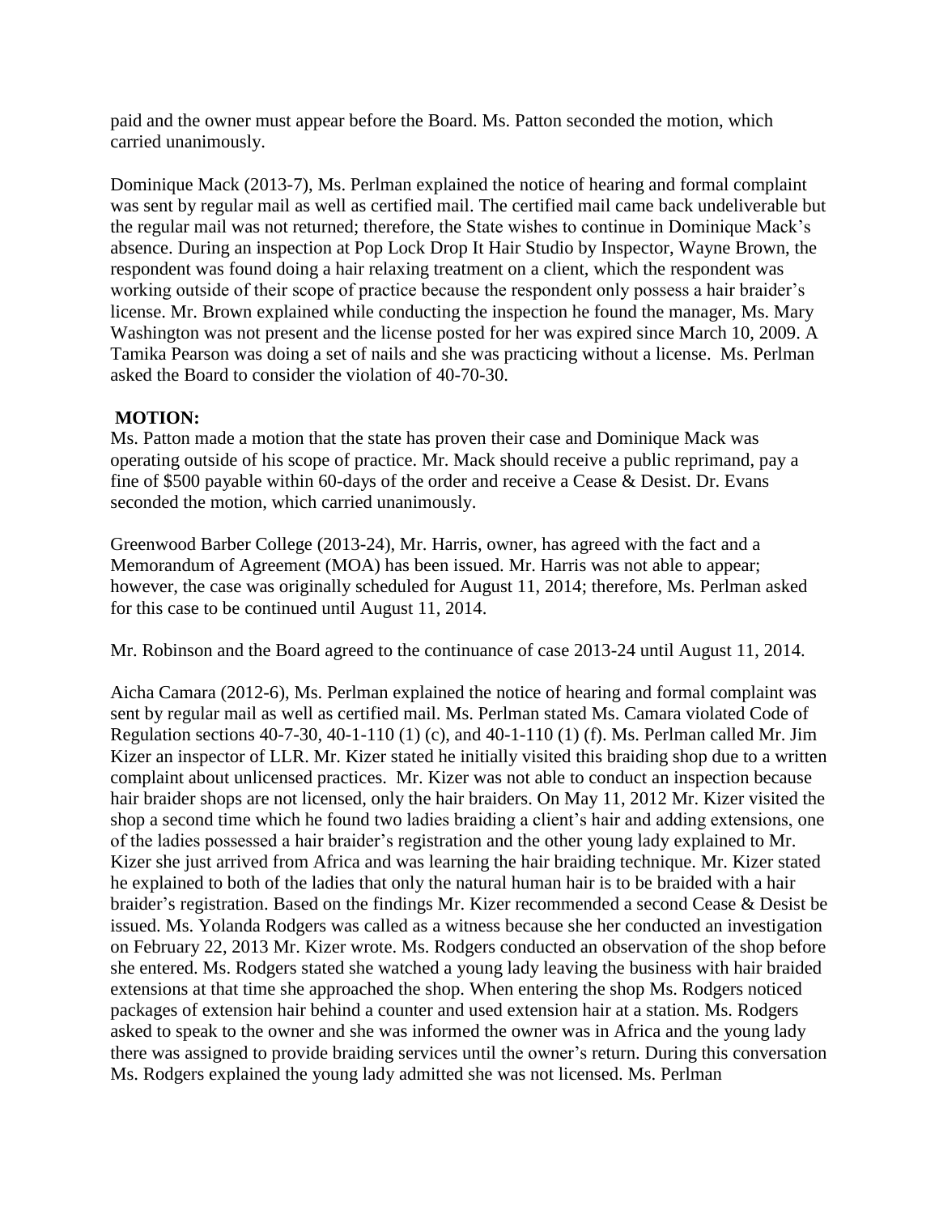paid and the owner must appear before the Board. Ms. Patton seconded the motion, which carried unanimously.

Dominique Mack (2013-7), Ms. Perlman explained the notice of hearing and formal complaint was sent by regular mail as well as certified mail. The certified mail came back undeliverable but the regular mail was not returned; therefore, the State wishes to continue in Dominique Mack's absence. During an inspection at Pop Lock Drop It Hair Studio by Inspector, Wayne Brown, the respondent was found doing a hair relaxing treatment on a client, which the respondent was working outside of their scope of practice because the respondent only possess a hair braider's license. Mr. Brown explained while conducting the inspection he found the manager, Ms. Mary Washington was not present and the license posted for her was expired since March 10, 2009. A Tamika Pearson was doing a set of nails and she was practicing without a license. Ms. Perlman asked the Board to consider the violation of 40-70-30.

**MOTION:**
Ms. Patton made a motion that the state has proven their case and Dominique Mack was operating outside of his scope of practice. Mr. Mack should receive a public reprimand, pay a fine of $500 payable within 60-days of the order and receive a Cease & Desist. Dr. Evans seconded the motion, which carried unanimously.

Greenwood Barber College (2013-24), Mr. Harris, owner, has agreed with the fact and a Memorandum of Agreement (MOA) has been issued. Mr. Harris was not able to appear; however, the case was originally scheduled for August 11, 2014; therefore, Ms. Perlman asked for this case to be continued until August 11, 2014.

Mr. Robinson and the Board agreed to the continuance of case 2013-24 until August 11, 2014.

Aicha Camara (2012-6), Ms. Perlman explained the notice of hearing and formal complaint was sent by regular mail as well as certified mail. Ms. Perlman stated Ms. Camara violated Code of Regulation sections 40-7-30, 40-1-110 (1) (c), and 40-1-110 (1) (f). Ms. Perlman called Mr. Jim Kizer an inspector of LLR. Mr. Kizer stated he initially visited this braiding shop due to a written complaint about unlicensed practices. Mr. Kizer was not able to conduct an inspection because hair braider shops are not licensed, only the hair braiders. On May 11, 2012 Mr. Kizer visited the shop a second time which he found two ladies braiding a client's hair and adding extensions, one of the ladies possessed a hair braider's registration and the other young lady explained to Mr. Kizer she just arrived from Africa and was learning the hair braiding technique. Mr. Kizer stated he explained to both of the ladies that only the natural human hair is to be braided with a hair braider's registration. Based on the findings Mr. Kizer recommended a second Cease & Desist be issued. Ms. Yolanda Rodgers was called as a witness because she her conducted an investigation on February 22, 2013 Mr. Kizer wrote. Ms. Rodgers conducted an observation of the shop before she entered. Ms. Rodgers stated she watched a young lady leaving the business with hair braided extensions at that time she approached the shop. When entering the shop Ms. Rodgers noticed packages of extension hair behind a counter and used extension hair at a station. Ms. Rodgers asked to speak to the owner and she was informed the owner was in Africa and the young lady there was assigned to provide braiding services until the owner's return. During this conversation Ms. Rodgers explained the young lady admitted she was not licensed. Ms. Perlman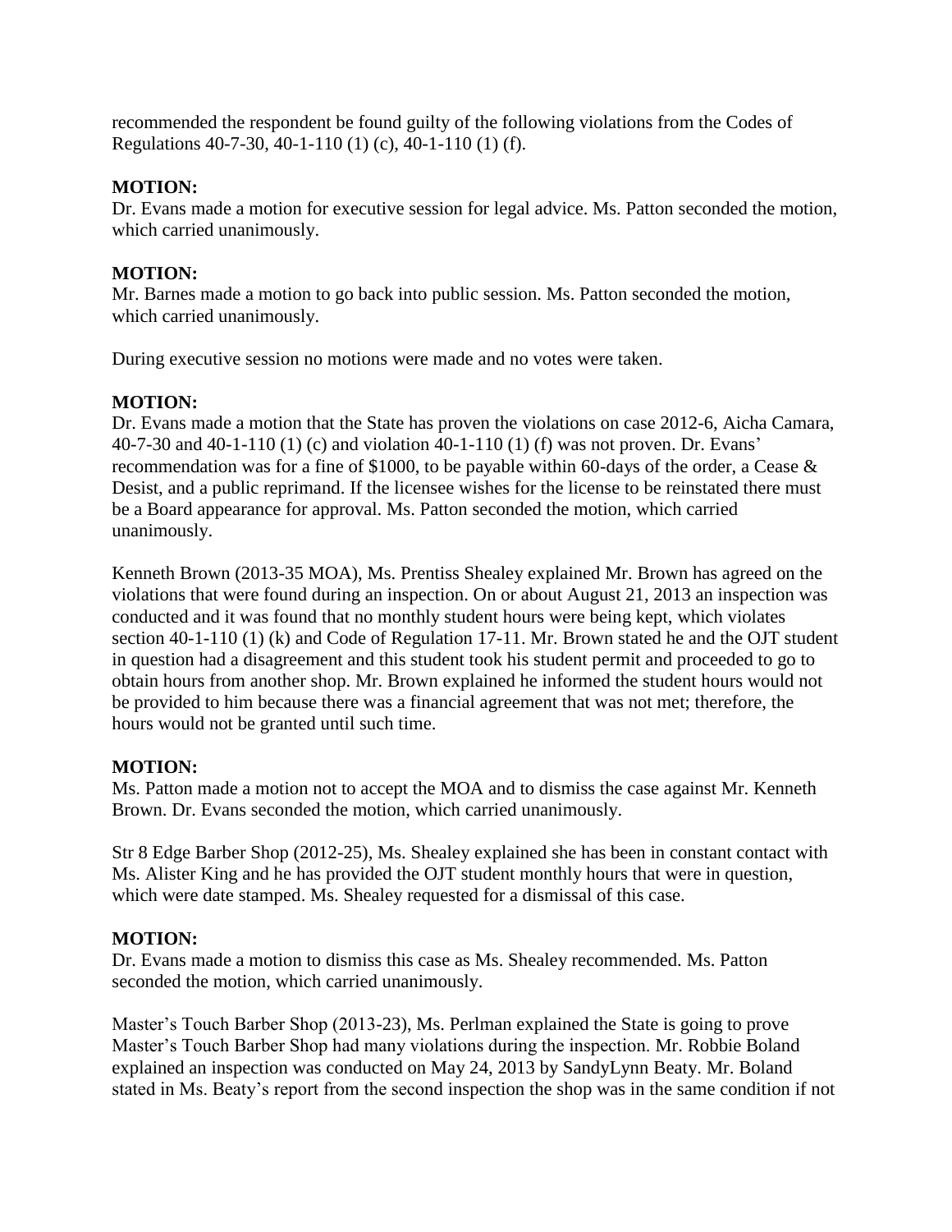recommended the respondent be found guilty of the following violations from the Codes of Regulations 40-7-30, 40-1-110 (1) (c), 40-1-110 (1) (f).

**MOTION:**
Dr. Evans made a motion for executive session for legal advice. Ms. Patton seconded the motion, which carried unanimously.

**MOTION:**
Mr. Barnes made a motion to go back into public session. Ms. Patton seconded the motion, which carried unanimously.

During executive session no motions were made and no votes were taken.

**MOTION:**
Dr. Evans made a motion that the State has proven the violations on case 2012-6, Aicha Camara, 40-7-30 and 40-1-110 (1) (c) and violation 40-1-110 (1) (f) was not proven. Dr. Evans' recommendation was for a fine of $1000, to be payable within 60-days of the order, a Cease & Desist, and a public reprimand. If the licensee wishes for the license to be reinstated there must be a Board appearance for approval. Ms. Patton seconded the motion, which carried unanimously.

Kenneth Brown (2013-35 MOA), Ms. Prentiss Shealey explained Mr. Brown has agreed on the violations that were found during an inspection. On or about August 21, 2013 an inspection was conducted and it was found that no monthly student hours were being kept, which violates section 40-1-110 (1) (k) and Code of Regulation 17-11. Mr. Brown stated he and the OJT student in question had a disagreement and this student took his student permit and proceeded to go to obtain hours from another shop. Mr. Brown explained he informed the student hours would not be provided to him because there was a financial agreement that was not met; therefore, the hours would not be granted until such time.

**MOTION:**
Ms. Patton made a motion not to accept the MOA and to dismiss the case against Mr. Kenneth Brown. Dr. Evans seconded the motion, which carried unanimously.

Str 8 Edge Barber Shop (2012-25), Ms. Shealey explained she has been in constant contact with Ms. Alister King and he has provided the OJT student monthly hours that were in question, which were date stamped. Ms. Shealey requested for a dismissal of this case.

**MOTION:**
Dr. Evans made a motion to dismiss this case as Ms. Shealey recommended. Ms. Patton seconded the motion, which carried unanimously.

Master's Touch Barber Shop (2013-23), Ms. Perlman explained the State is going to prove Master's Touch Barber Shop had many violations during the inspection. Mr. Robbie Boland explained an inspection was conducted on May 24, 2013 by SandyLynn Beaty. Mr. Boland stated in Ms. Beaty's report from the second inspection the shop was in the same condition if not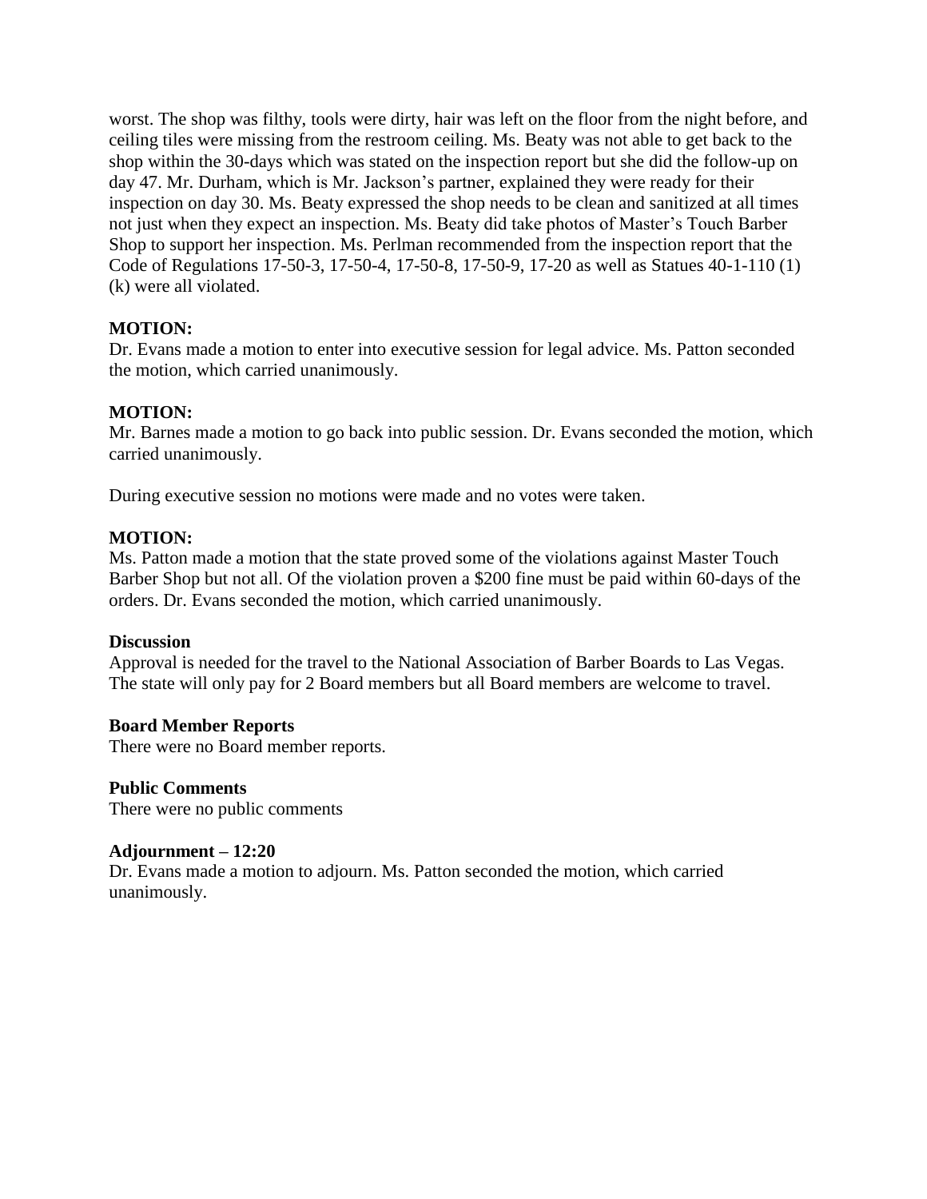worst. The shop was filthy, tools were dirty, hair was left on the floor from the night before, and ceiling tiles were missing from the restroom ceiling. Ms. Beaty was not able to get back to the shop within the 30-days which was stated on the inspection report but she did the follow-up on day 47. Mr. Durham, which is Mr. Jackson's partner, explained they were ready for their inspection on day 30. Ms. Beaty expressed the shop needs to be clean and sanitized at all times not just when they expect an inspection. Ms. Beaty did take photos of Master's Touch Barber Shop to support her inspection. Ms. Perlman recommended from the inspection report that the Code of Regulations 17-50-3, 17-50-4, 17-50-8, 17-50-9, 17-20 as well as Statues 40-1-110 (1) (k) were all violated.

**MOTION:**
Dr. Evans made a motion to enter into executive session for legal advice. Ms. Patton seconded the motion, which carried unanimously.

**MOTION:**
Mr. Barnes made a motion to go back into public session. Dr. Evans seconded the motion, which carried unanimously.

During executive session no motions were made and no votes were taken.

**MOTION:**
Ms. Patton made a motion that the state proved some of the violations against Master Touch Barber Shop but not all. Of the violation proven a $200 fine must be paid within 60-days of the orders. Dr. Evans seconded the motion, which carried unanimously.

**Discussion**
Approval is needed for the travel to the National Association of Barber Boards to Las Vegas. The state will only pay for 2 Board members but all Board members are welcome to travel.

**Board Member Reports**
There were no Board member reports.

**Public Comments**
There were no public comments

**Adjournment – 12:20**
Dr. Evans made a motion to adjourn. Ms. Patton seconded the motion, which carried unanimously.